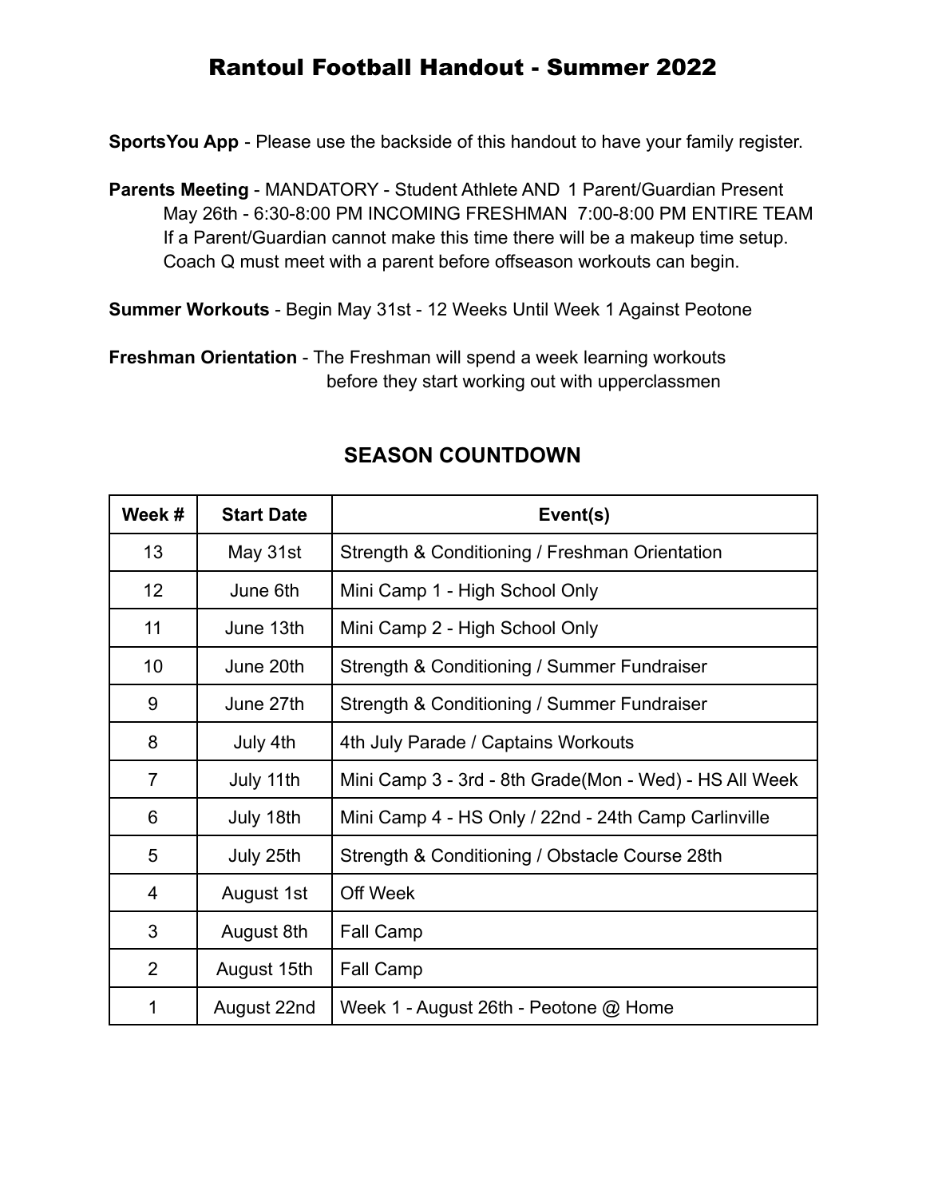# Rantoul Football Handout - Summer 2022

**SportsYou App** - Please use the backside of this handout to have your family register.

**Parents Meeting** - MANDATORY - Student Athlete AND 1 Parent/Guardian Present
May 26th - 6:30-8:00 PM INCOMING FRESHMAN 7:00-8:00 PM ENTIRE TEAM
If a Parent/Guardian cannot make this time there will be a makeup time setup.
Coach Q must meet with a parent before offseason workouts can begin.

**Summer Workouts** - Begin May 31st - 12 Weeks Until Week 1 Against Peotone

**Freshman Orientation** - The Freshman will spend a week learning workouts before they start working out with upperclassmen

## SEASON COUNTDOWN

| Week # | Start Date | Event(s) |
|---|---|---|
| 13 | May 31st | Strength & Conditioning / Freshman Orientation |
| 12 | June 6th | Mini Camp 1 - High School Only |
| 11 | June 13th | Mini Camp 2 - High School Only |
| 10 | June 20th | Strength & Conditioning / Summer Fundraiser |
| 9 | June 27th | Strength & Conditioning / Summer Fundraiser |
| 8 | July 4th | 4th July Parade / Captains Workouts |
| 7 | July 11th | Mini Camp 3 - 3rd - 8th Grade(Mon - Wed) - HS All Week |
| 6 | July 18th | Mini Camp 4 - HS Only / 22nd - 24th Camp Carlinville |
| 5 | July 25th | Strength & Conditioning / Obstacle Course 28th |
| 4 | August 1st | Off Week |
| 3 | August 8th | Fall Camp |
| 2 | August 15th | Fall Camp |
| 1 | August 22nd | Week 1 - August 26th - Peotone @ Home |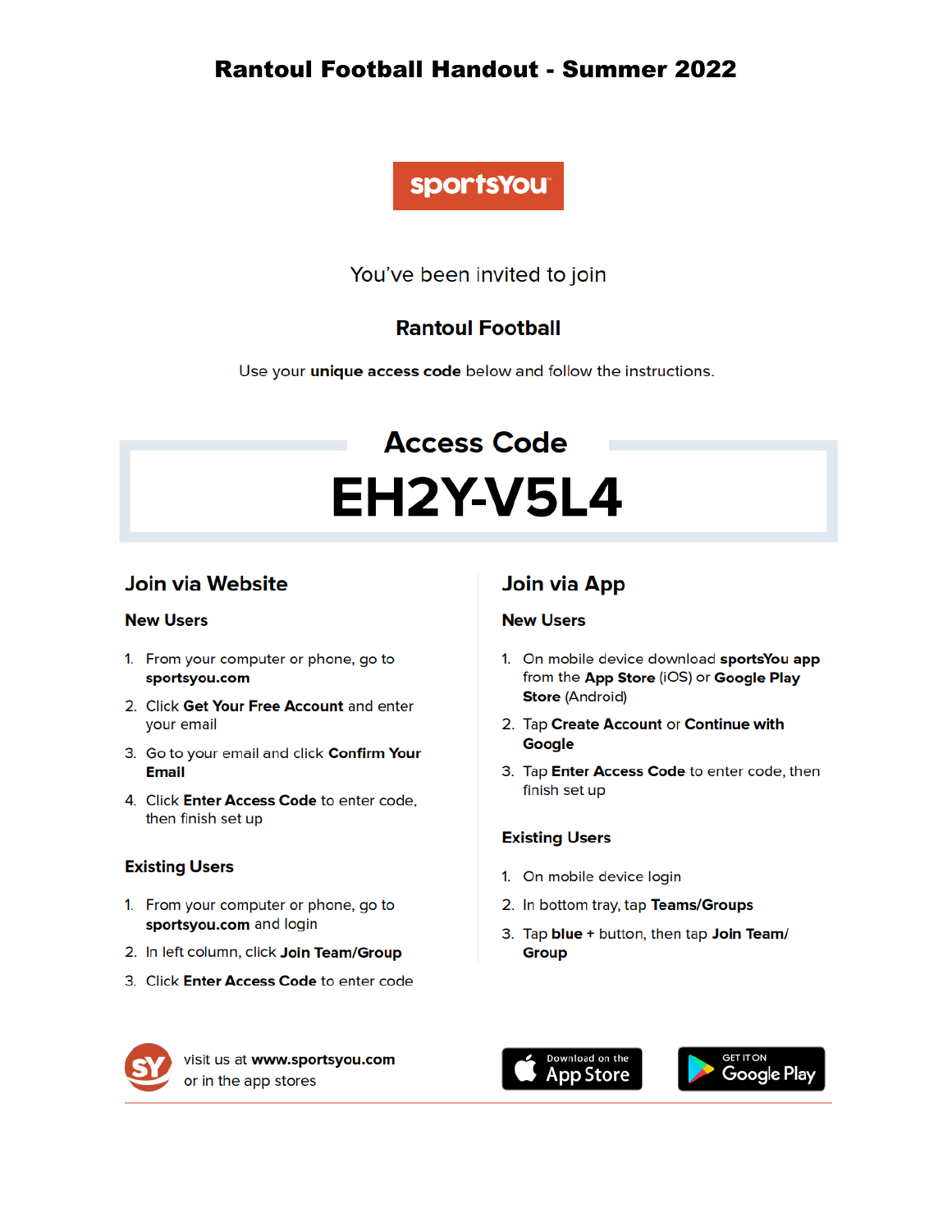# Rantoul Football Handout - Summer 2022

sportsYou

You've been invited to join

## Rantoul Football

Use your **unique access code** below and follow the instructions.

## Access Code

# EH2Y-V5L4

## Join via Website

### New Users

1. From your computer or phone, go to **sportsyou.com**
2. Click **Get Your Free Account** and enter your email
3. Go to your email and click **Confirm Your Email**
4. Click **Enter Access Code** to enter code, then finish set up

### Existing Users

1. From your computer or phone, go to **sportsyou.com** and login
2. In left column, click **Join Team/Group**
3. Click **Enter Access Code** to enter code

## Join via App

### New Users

1. On mobile device download **sportsYou app** from the **App Store** (iOS) or **Google Play Store** (Android)
2. Tap **Create Account** or **Continue with Google**
3. Tap **Enter Access Code** to enter code, then finish set up

### Existing Users

1. On mobile device login
2. In bottom tray, tap **Teams/Groups**
3. Tap **blue +** button, then tap **Join Team/ Group**

visit us at **www.sportsyou.com**
or in the app stores

Download on the App Store

GET IT ON Google Play